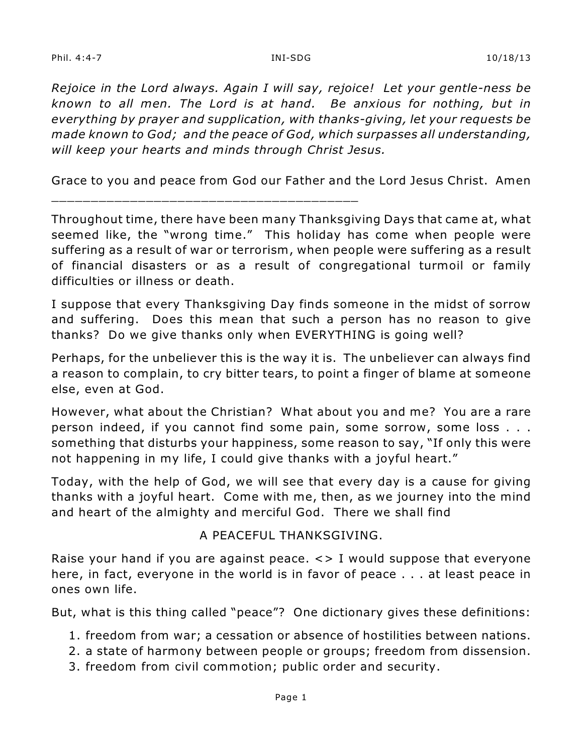Phil. 4:4-7 INI-SDG 10/18/13

*Rejoice in the Lord always. Again I will say, rejoice! Let your gentle-ness be known to all men. The Lord is at hand. Be anxious for nothing, but in everything by prayer and supplication, with thanks-giving, let your requests be made known to God; and the peace of God, which surpasses all understanding, will keep your hearts and minds through Christ Jesus.*

Grace to you and peace from God our Father and the Lord Jesus Christ. Amen

---

Throughout time, there have been many Thanksgiving Days that came at, what seemed like, the "wrong time." This holiday has come when people were suffering as a result of war or terrorism, when people were suffering as a result of financial disasters or as a result of congregational turmoil or family difficulties or illness or death.

I suppose that every Thanksgiving Day finds someone in the midst of sorrow and suffering. Does this mean that such a person has no reason to give thanks? Do we give thanks only when EVERYTHING is going well?

Perhaps, for the unbeliever this is the way it is. The unbeliever can always find a reason to complain, to cry bitter tears, to point a finger of blame at someone else, even at God.

However, what about the Christian? What about you and me? You are a rare person indeed, if you cannot find some pain, some sorrow, some loss . . . something that disturbs your happiness, some reason to say, "If only this were not happening in my life, I could give thanks with a joyful heart."

Today, with the help of God, we will see that every day is a cause for giving thanks with a joyful heart. Come with me, then, as we journey into the mind and heart of the almighty and merciful God. There we shall find

A PEACEFUL THANKSGIVING.

Raise your hand if you are against peace. <> I would suppose that everyone here, in fact, everyone in the world is in favor of peace . . . at least peace in ones own life.

But, what is this thing called "peace"? One dictionary gives these definitions:

1. freedom from war; a cessation or absence of hostilities between nations.
2. a state of harmony between people or groups; freedom from dissension.
3. freedom from civil commotion; public order and security.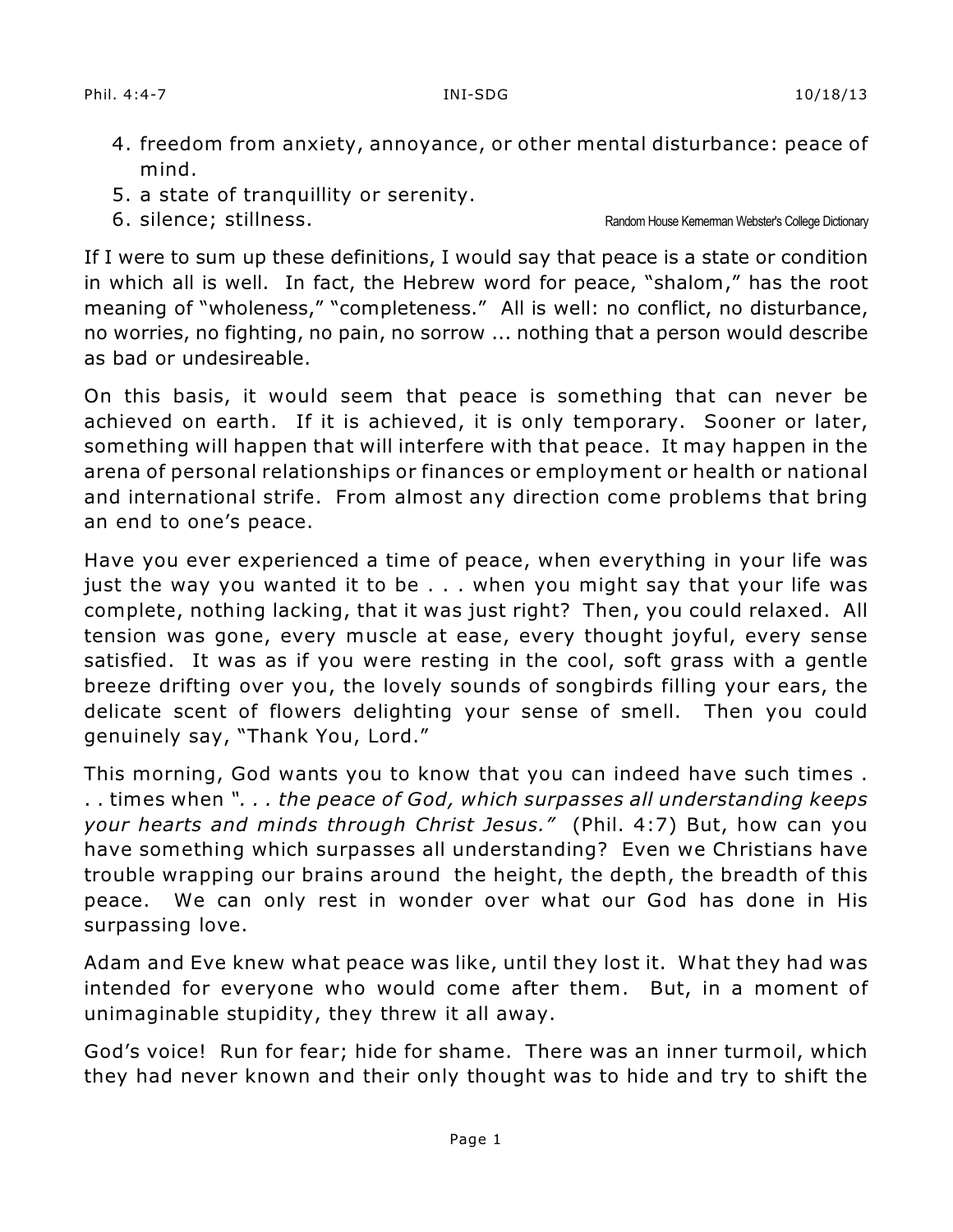4. freedom from anxiety, annoyance, or other mental disturbance: peace of mind.
5. a state of tranquillity or serenity.
6. silence; stillness.

Random House Kernerman Webster's College Dictionary

If I were to sum up these definitions, I would say that peace is a state or condition in which all is well. In fact, the Hebrew word for peace, "shalom," has the root meaning of "wholeness," "completeness." All is well: no conflict, no disturbance, no worries, no fighting, no pain, no sorrow ... nothing that a person would describe as bad or undesireable.

On this basis, it would seem that peace is something that can never be achieved on earth. If it is achieved, it is only temporary. Sooner or later, something will happen that will interfere with that peace. It may happen in the arena of personal relationships or finances or employment or health or national and international strife. From almost any direction come problems that bring an end to one's peace.

Have you ever experienced a time of peace, when everything in your life was just the way you wanted it to be . . . when you might say that your life was complete, nothing lacking, that it was just right? Then, you could relaxed. All tension was gone, every muscle at ease, every thought joyful, every sense satisfied. It was as if you were resting in the cool, soft grass with a gentle breeze drifting over you, the lovely sounds of songbirds filling your ears, the delicate scent of flowers delighting your sense of smell. Then you could genuinely say, "Thank You, Lord."

This morning, God wants you to know that you can indeed have such times . . . times when *". . . the peace of God, which surpasses all understanding keeps your hearts and minds through Christ Jesus."* (Phil. 4:7) But, how can you have something which surpasses all understanding? Even we Christians have trouble wrapping our brains around the height, the depth, the breadth of this peace. We can only rest in wonder over what our God has done in His surpassing love.

Adam and Eve knew what peace was like, until they lost it. What they had was intended for everyone who would come after them. But, in a moment of unimaginable stupidity, they threw it all away.

God's voice! Run for fear; hide for shame. There was an inner turmoil, which they had never known and their only thought was to hide and try to shift the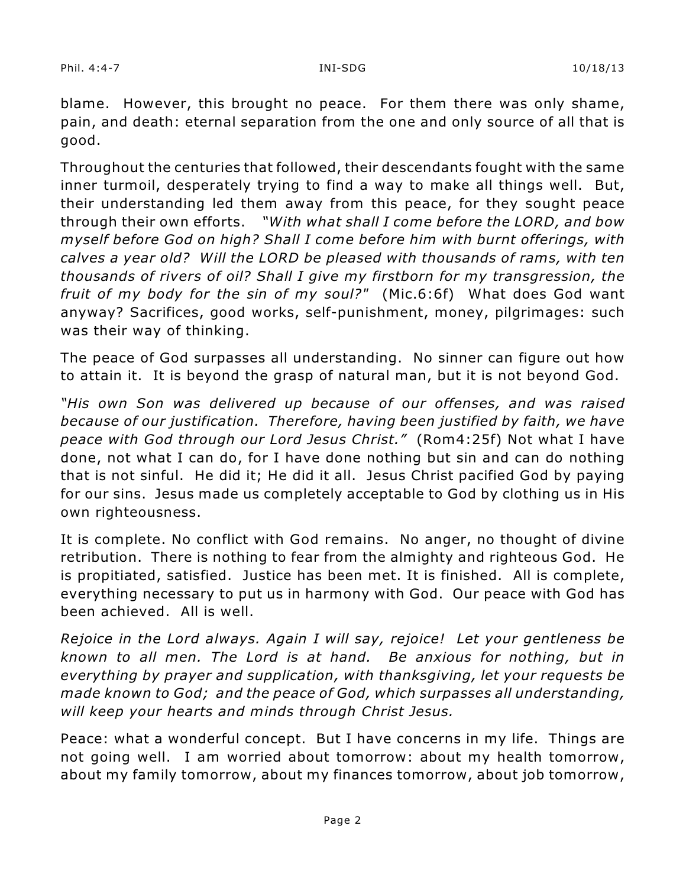blame. However, this brought no peace. For them there was only shame, pain, and death: eternal separation from the one and only source of all that is good.

Throughout the centuries that followed, their descendants fought with the same inner turmoil, desperately trying to find a way to make all things well. But, their understanding led them away from this peace, for they sought peace through their own efforts. *"With what shall I come before the LORD, and bow myself before God on high? Shall I come before him with burnt offerings, with calves a year old? Will the LORD be pleased with thousands of rams, with ten thousands of rivers of oil? Shall I give my firstborn for my transgression, the fruit of my body for the sin of my soul?"* (Mic.6:6f) What does God want anyway? Sacrifices, good works, self-punishment, money, pilgrimages: such was their way of thinking.

The peace of God surpasses all understanding. No sinner can figure out how to attain it. It is beyond the grasp of natural man, but it is not beyond God.

*"His own Son was delivered up because of our offenses, and was raised because of our justification. Therefore, having been justified by faith, we have peace with God through our Lord Jesus Christ."* (Rom4:25f) Not what I have done, not what I can do, for I have done nothing but sin and can do nothing that is not sinful. He did it; He did it all. Jesus Christ pacified God by paying for our sins. Jesus made us completely acceptable to God by clothing us in His own righteousness.

It is complete. No conflict with God remains. No anger, no thought of divine retribution. There is nothing to fear from the almighty and righteous God. He is propitiated, satisfied. Justice has been met. It is finished. All is complete, everything necessary to put us in harmony with God. Our peace with God has been achieved. All is well.

*Rejoice in the Lord always. Again I will say, rejoice! Let your gentleness be known to all men. The Lord is at hand. Be anxious for nothing, but in everything by prayer and supplication, with thanksgiving, let your requests be made known to God; and the peace of God, which surpasses all understanding, will keep your hearts and minds through Christ Jesus.*

Peace: what a wonderful concept. But I have concerns in my life. Things are not going well. I am worried about tomorrow: about my health tomorrow, about my family tomorrow, about my finances tomorrow, about job tomorrow,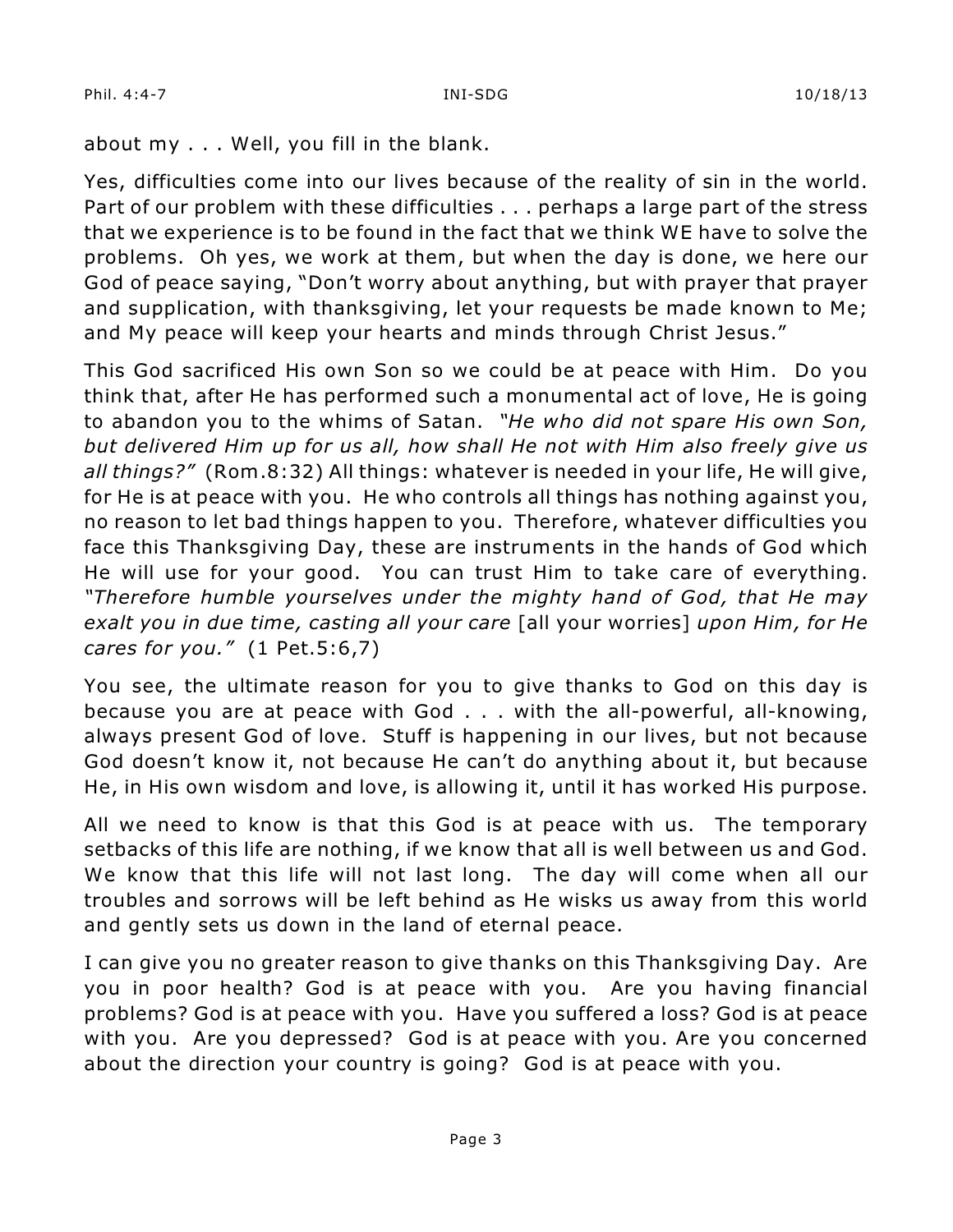about my . . . Well, you fill in the blank.

Yes, difficulties come into our lives because of the reality of sin in the world. Part of our problem with these difficulties . . . perhaps a large part of the stress that we experience is to be found in the fact that we think WE have to solve the problems. Oh yes, we work at them, but when the day is done, we here our God of peace saying, "Don't worry about anything, but with prayer that prayer and supplication, with thanksgiving, let your requests be made known to Me; and My peace will keep your hearts and minds through Christ Jesus."

This God sacrificed His own Son so we could be at peace with Him. Do you think that, after He has performed such a monumental act of love, He is going to abandon you to the whims of Satan. *"He who did not spare His own Son, but delivered Him up for us all, how shall He not with Him also freely give us all things?"* (Rom.8:32) All things: whatever is needed in your life, He will give, for He is at peace with you. He who controls all things has nothing against you, no reason to let bad things happen to you. Therefore, whatever difficulties you face this Thanksgiving Day, these are instruments in the hands of God which He will use for your good. You can trust Him to take care of everything. *"Therefore humble yourselves under the mighty hand of God, that He may exalt you in due time, casting all your care* [all your worries] *upon Him, for He cares for you."* (1 Pet.5:6,7)

You see, the ultimate reason for you to give thanks to God on this day is because you are at peace with God . . . with the all-powerful, all-knowing, always present God of love. Stuff is happening in our lives, but not because God doesn't know it, not because He can't do anything about it, but because He, in His own wisdom and love, is allowing it, until it has worked His purpose.

All we need to know is that this God is at peace with us. The temporary setbacks of this life are nothing, if we know that all is well between us and God. We know that this life will not last long. The day will come when all our troubles and sorrows will be left behind as He wisks us away from this world and gently sets us down in the land of eternal peace.

I can give you no greater reason to give thanks on this Thanksgiving Day. Are you in poor health? God is at peace with you. Are you having financial problems? God is at peace with you. Have you suffered a loss? God is at peace with you. Are you depressed? God is at peace with you. Are you concerned about the direction your country is going? God is at peace with you.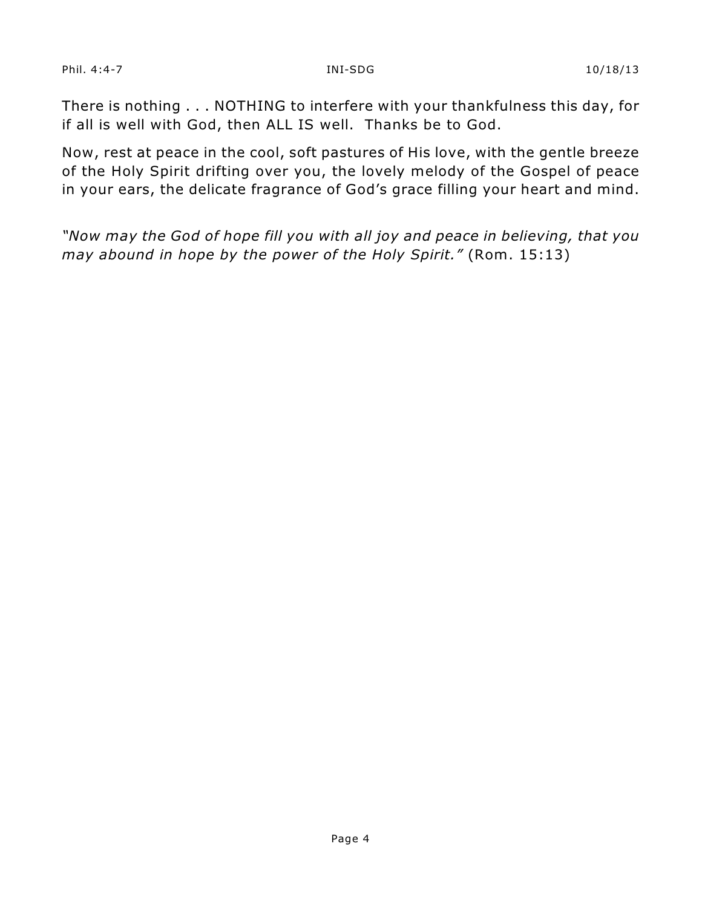There is nothing . . . NOTHING to interfere with your thankfulness this day, for if all is well with God, then ALL IS well. Thanks be to God.

Now, rest at peace in the cool, soft pastures of His love, with the gentle breeze of the Holy Spirit drifting over you, the lovely melody of the Gospel of peace in your ears, the delicate fragrance of God's grace filling your heart and mind.

*"Now may the God of hope fill you with all joy and peace in believing, that you may abound in hope by the power of the Holy Spirit."* (Rom. 15:13)